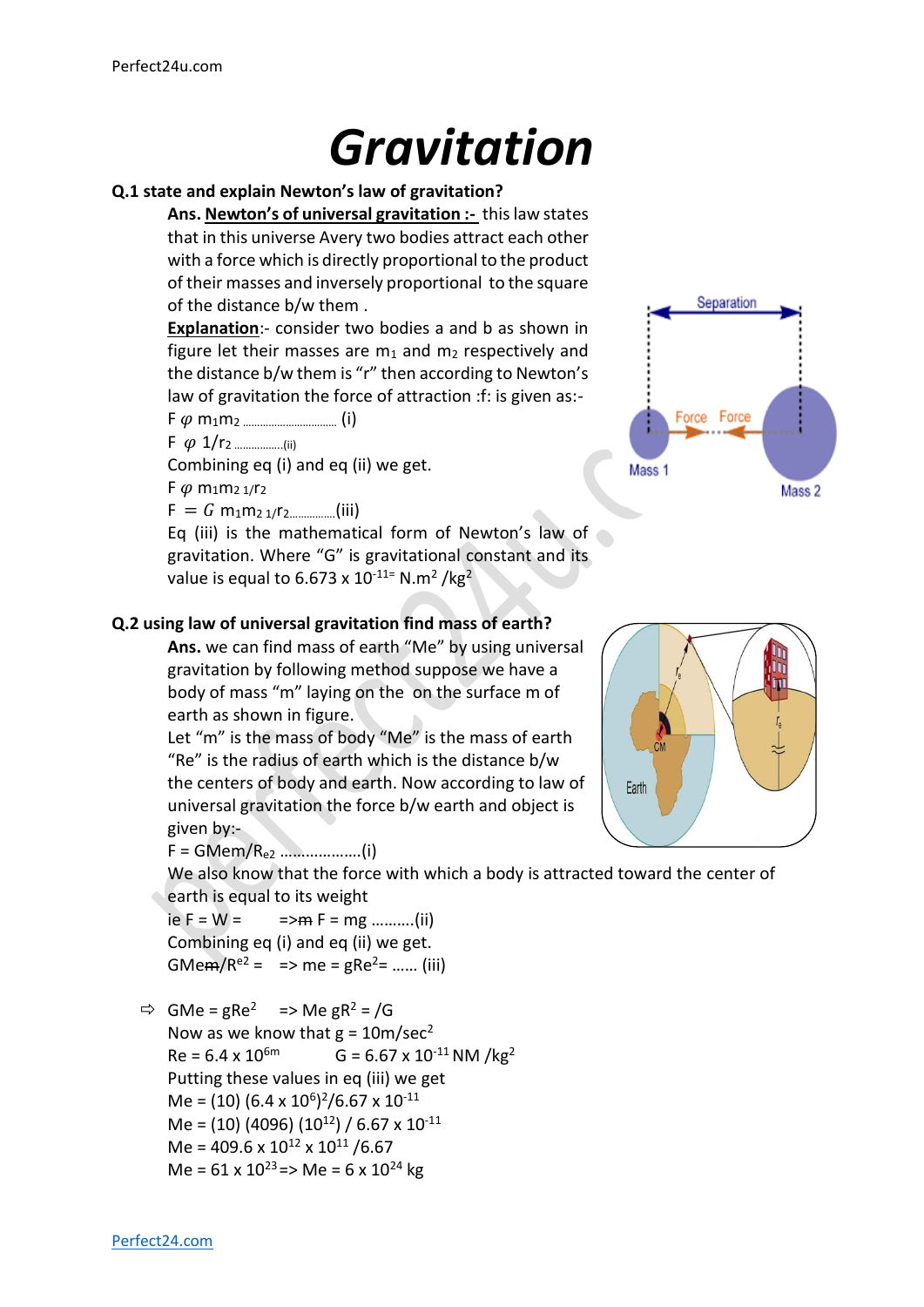# Gravitation

**Q.1 state and explain Newton's law of gravitation?**

**Ans.** <u>**Newton's of universal gravitation :-**</u> this law states that in this universe Avery two bodies attract each other with a force which is directly proportional to the product of their masses and inversely proportional to the square of the distance b/w them .

<u>**Explanation**</u>:- consider two bodies a and b as shown in figure let their masses are $m_1$ and $m_2$ respectively and the distance b/w them is "r" then according to Newton's law of gravitation the force of attraction :f: is given as:-

$F \varphi m_1m_2$ ............................... (i)

$F \varphi 1/r_2$ ................(ii)

Combining eq (i) and eq (ii) we get.

$F \varphi m_1m_2 \, 1/r_2$

$F = G \, m_1m_2 \, 1/r_2$...............(iii)

Eq (iii) is the mathematical form of Newton's law of gravitation. Where "G" is gravitational constant and its value is equal to $6.673 \times 10^{-11=}$ $N.m^2 /kg^2$

**Q.2 using law of universal gravitation find mass of earth?**

**Ans.** we can find mass of earth "Me" by using universal gravitation by following method suppose we have a body of mass "m" laying on the on the surface m of earth as shown in figure.

Let "m" is the mass of body "Me" is the mass of earth "Re" is the radius of earth which is the distance b/w the centers of body and earth. Now according to law of universal gravitation the force b/w earth and object is given by:-

$F = GMem/R_{e2}$ ..................(i)

We also know that the force with which a body is attracted toward the center of earth is equal to its weight

ie F = W = =>~~m~~ F = mg ..........(ii)

Combining eq (i) and eq (ii) we get.

$GMe~~m~~/R^{e2}$ = => me = $gRe^2$= ...... (iii)

⇨ $GMe = gRe^2$ => Me $gR^2$ = /G

Now as we know that $g = 10m/sec^2$

$Re = 6.4 \times 10^{6m}$ $G = 6.67 \times 10^{-11}$ $NM /kg^2$

Putting these values in eq (iii) we get

$Me = (10) (6.4 \times 10^6)^2/6.67 \times 10^{-11}$

$Me = (10) (4096) (10^{12}) / 6.67 \times 10^{-11}$

$Me = 409.6 \times 10^{12} \times 10^{11} /6.67$

$Me = 61 \times 10^{23}$=> $Me = 6 \times 10^{24}$ kg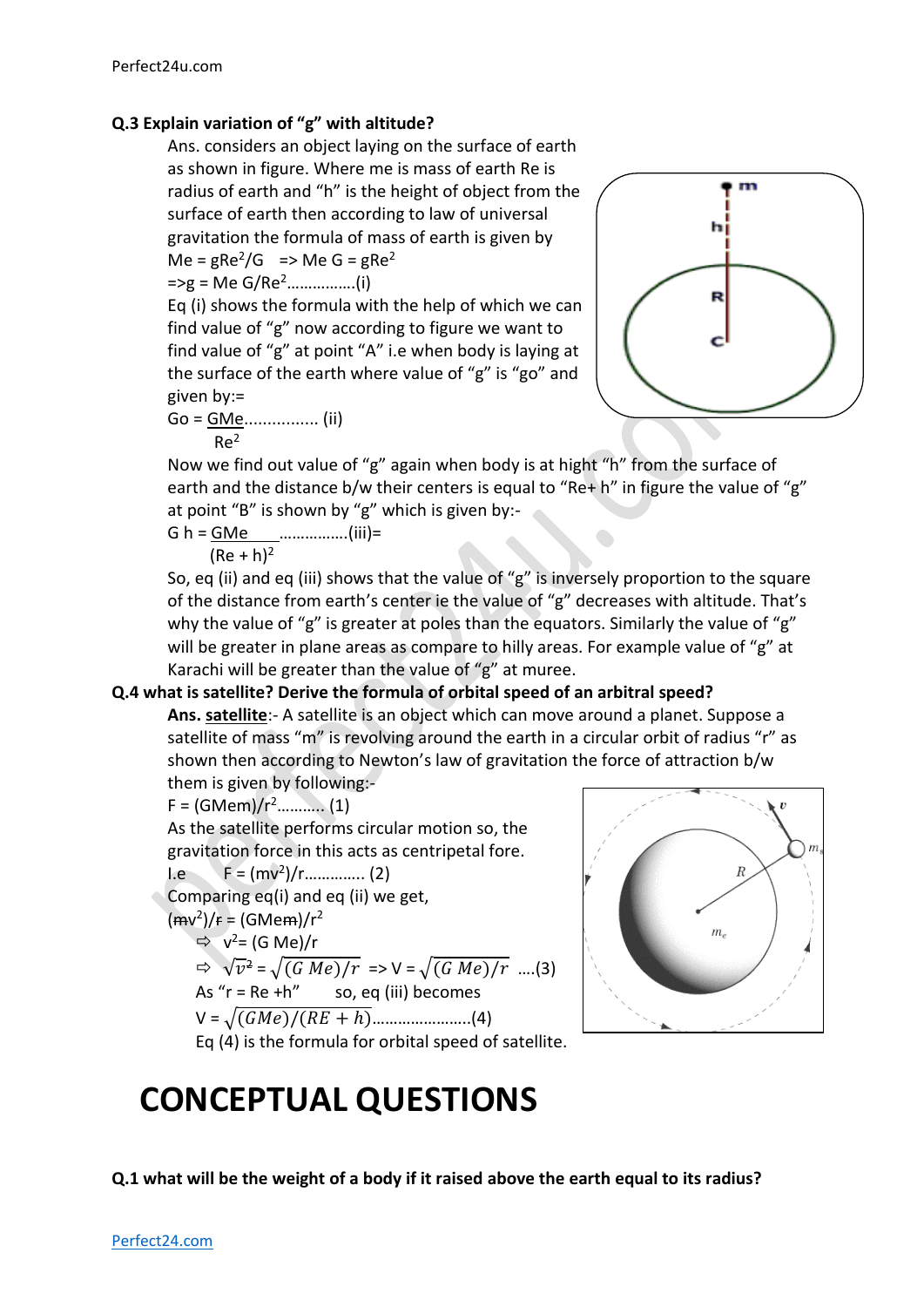**Q.3 Explain variation of "g" with altitude?**

Ans. considers an object laying on the surface of earth as shown in figure. Where me is mass of earth Re is radius of earth and "h" is the height of object from the surface of earth then according to law of universal gravitation the formula of mass of earth is given by

$Me = gRe^2/G$ => $Me\ G = gRe^2$

=> $g = Me\ G/Re^2$................(i)

Eq (i) shows the formula with the help of which we can find value of "g" now according to figure we want to find value of "g" at point "A" i.e when body is laying at the surface of the earth where value of "g" is "go" and given by:=

$$Go = \frac{GMe}{Re^2} \quad \text{................ (ii)}$$

Now we find out value of "g" again when body is at hight "h" from the surface of earth and the distance b/w their centers is equal to "Re+ h" in figure the value of "g" at point "B" is shown by "g" which is given by:-

$$G\ h = \frac{GMe}{(Re + h)^2} \quad \text{................(iii)=}$$

So, eq (ii) and eq (iii) shows that the value of "g" is inversely proportion to the square of the distance from earth's center ie the value of "g" decreases with altitude. That's why the value of "g" is greater at poles than the equators. Similarly the value of "g" will be greater in plane areas as compare to hilly areas. For example value of "g" at Karachi will be greater than the value of "g" at muree.

**Q.4 what is satellite? Derive the formula of orbital speed of an arbitral speed?**

**Ans. satellite**:- A satellite is an object which can move around a planet. Suppose a satellite of mass "m" is revolving around the earth in a circular orbit of radius "r" as shown then according to Newton's law of gravitation the force of attraction b/w them is given by following:-

$F = (GMem)/r^2$........... (1)

As the satellite performs circular motion so, the gravitation force in this acts as centripetal fore.

I.e $F = (mv^2)/r$.............. (2)

Comparing eq(i) and eq (ii) we get,

$(\cancel{m}v^2)/\cancel{r} = (GMe\cancel{m})/r^2$

⇨ $v^2 = (G\ Me)/r$

⇨ $\sqrt{v^2} = \sqrt{(G\ Me)/r}$ => $V = \sqrt{(G\ Me)/r}$ ....(3)

As "r = Re +h" so, eq (iii) becomes

$V = \sqrt{(GMe)/(RE + h)}$......................(4)

Eq (4) is the formula for orbital speed of satellite.

# CONCEPTUAL QUESTIONS

**Q.1 what will be the weight of a body if it raised above the earth equal to its radius?**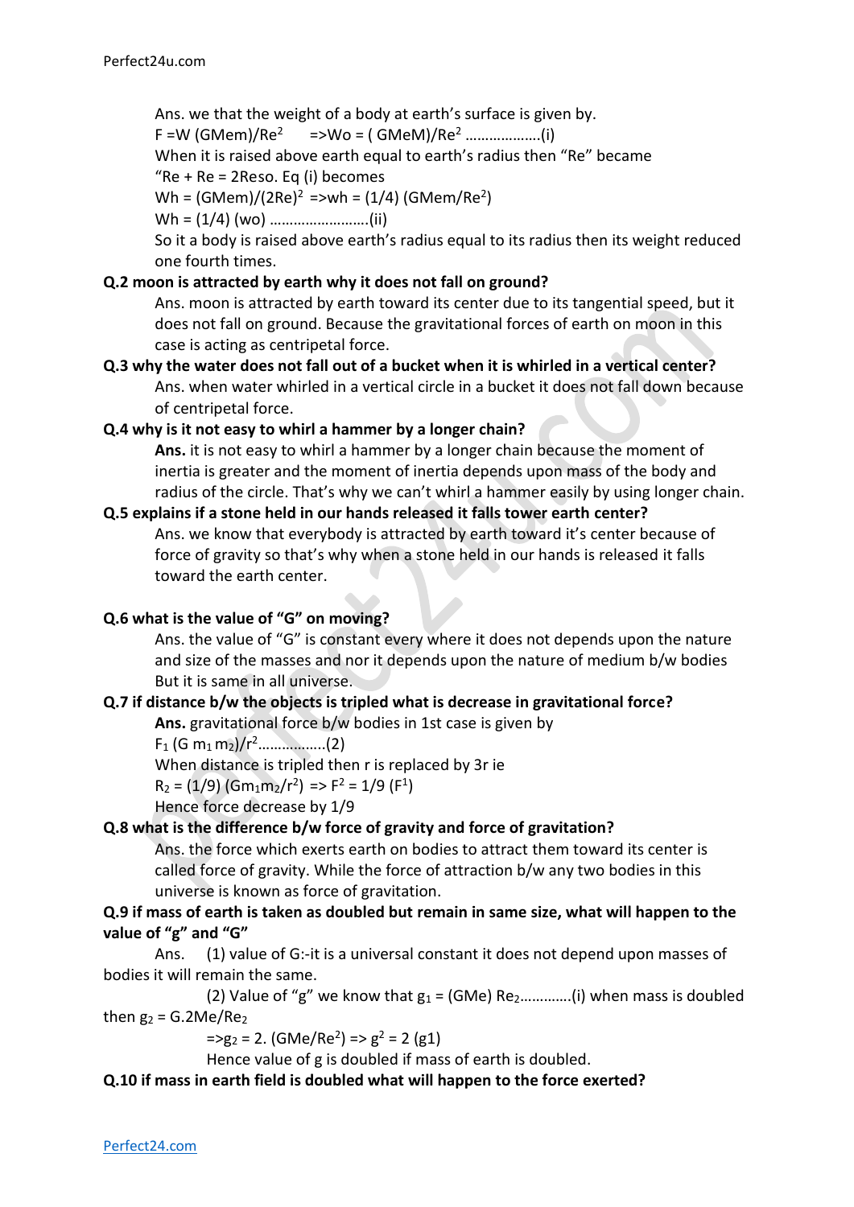Ans. we that the weight of a body at earth's surface is given by.

$F = W (GMem)/Re^2$ $\Rightarrow Wo = (GMeM)/Re^2$ ……………….(i)

When it is raised above earth equal to earth's radius then "Re" became "Re + Re = 2Reso. Eq (i) becomes

$Wh = (GMem)/(2Re)^2$ $\Rightarrow wh = (1/4)(GMem/Re^2)$

$Wh = (1/4)(wo)$ …………………….(ii)

So it a body is raised above earth's radius equal to its radius then its weight reduced one fourth times.

**Q.2 moon is attracted by earth why it does not fall on ground?**

Ans. moon is attracted by earth toward its center due to its tangential speed, but it does not fall on ground. Because the gravitational forces of earth on moon in this case is acting as centripetal force.

**Q.3 why the water does not fall out of a bucket when it is whirled in a vertical center?**

Ans. when water whirled in a vertical circle in a bucket it does not fall down because of centripetal force.

**Q.4 why is it not easy to whirl a hammer by a longer chain?**

**Ans.** it is not easy to whirl a hammer by a longer chain because the moment of inertia is greater and the moment of inertia depends upon mass of the body and radius of the circle. That's why we can't whirl a hammer easily by using longer chain.

**Q.5 explains if a stone held in our hands released it falls tower earth center?**

Ans. we know that everybody is attracted by earth toward it's center because of force of gravity so that's why when a stone held in our hands is released it falls toward the earth center.

**Q.6 what is the value of "G" on moving?**

Ans. the value of "G" is constant every where it does not depends upon the nature and size of the masses and nor it depends upon the nature of medium b/w bodies But it is same in all universe.

**Q.7 if distance b/w the objects is tripled what is decrease in gravitational force?**

**Ans.** gravitational force b/w bodies in 1st case is given by

$F_1 (G\, m_1 m_2)/r^2$……………..(2)

When distance is tripled then r is replaced by 3r ie

$R_2 = (1/9)(Gm_1m_2/r^2)$ $\Rightarrow F^2 = 1/9\,(F^1)$

Hence force decrease by 1/9

**Q.8 what is the difference b/w force of gravity and force of gravitation?**

Ans. the force which exerts earth on bodies to attract them toward its center is called force of gravity. While the force of attraction b/w any two bodies in this universe is known as force of gravitation.

**Q.9 if mass of earth is taken as doubled but remain in same size, what will happen to the value of "g" and "G"**

Ans. (1) value of G:-it is a universal constant it does not depend upon masses of bodies it will remain the same.

(2) Value of "g" we know that $g_1 = (GMe)\, Re_2$…………(i) when mass is doubled then $g_2 = G.2Me/Re_2$

$\Rightarrow g_2 = 2.(GMe/Re^2) \Rightarrow g^2 = 2\,(g1)$

Hence value of g is doubled if mass of earth is doubled.

**Q.10 if mass in earth field is doubled what will happen to the force exerted?**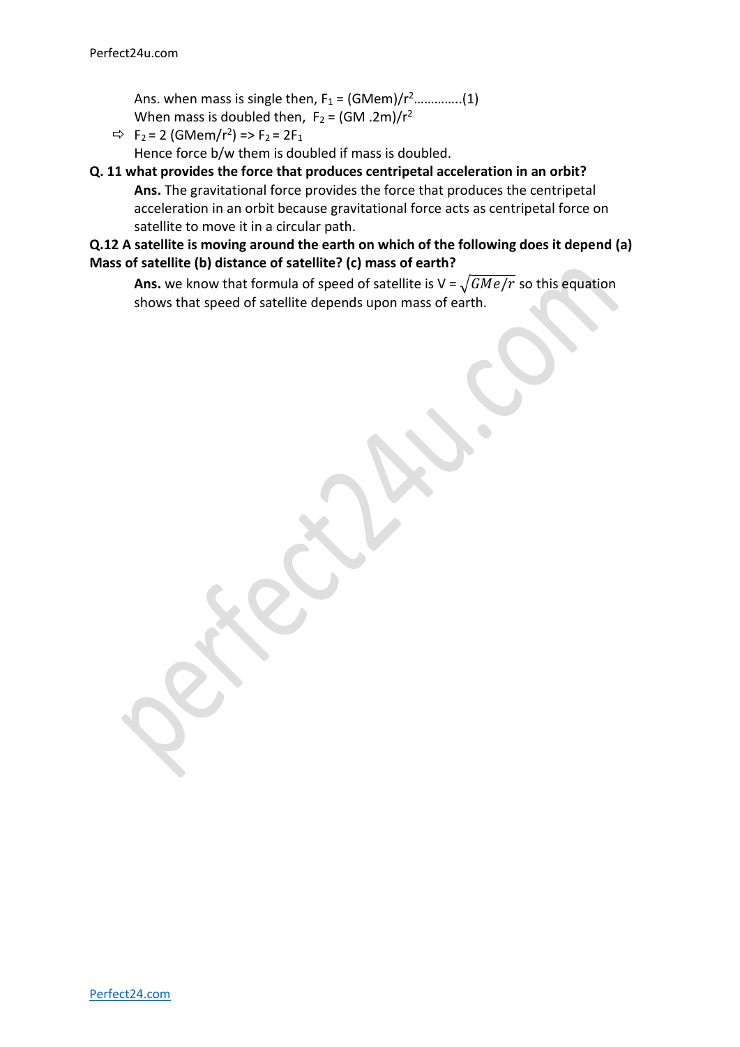Ans. when mass is single then, $F_1 = (GMem)/r^2$………….(1)

When mass is doubled then, $F_2 = (GM .2m)/r^2$

- ⇨ $F_2 = 2\,(GMem/r^2) \Rightarrow F_2 = 2F_1$

Hence force b/w them is doubled if mass is doubled.

**Q. 11 what provides the force that produces centripetal acceleration in an orbit?**

**Ans.** The gravitational force provides the force that produces the centripetal acceleration in an orbit because gravitational force acts as centripetal force on satellite to move it in a circular path.

**Q.12 A satellite is moving around the earth on which of the following does it depend (a) Mass of satellite (b) distance of satellite? (c) mass of earth?**

**Ans.** we know that formula of speed of satellite is $V = \sqrt{GMe/r}$ so this equation shows that speed of satellite depends upon mass of earth.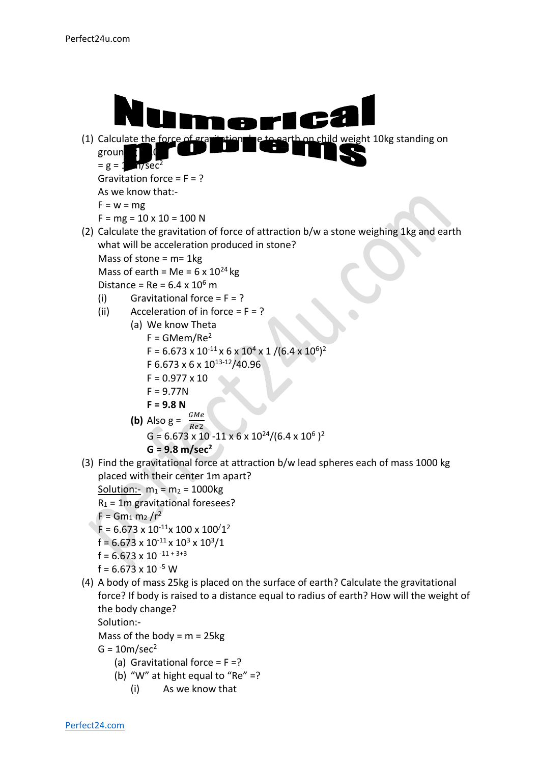# Numerical problems

(1) Calculate the force of gravitation due to earth on child weight 10kg standing on ground = 10

= g = 10m/sec$^2$

Gravitation force = F = ?

As we know that:-

F = w = mg

F = mg = 10 x 10 = 100 N

(2) Calculate the gravitation of force of attraction b/w a stone weighing 1kg and earth what will be acceleration produced in stone?

Mass of stone = m= 1kg

Mass of earth = Me = 6 x 10$^{24}$ kg

Distance = Re = 6.4 x 10$^6$ m

(i) Gravitational force = F = ?

(ii) Acceleration of in force = F = ?

(a) We know Theta

F = GMem/Re$^2$

F = 6.673 x 10$^{-11}$ x 6 x 10$^4$ x 1 /(6.4 x 10$^6$)$^2$

F 6.673 x 6 x 10$^{13-12}$/40.96

F = 0.977 x 10

F = 9.77N

**F = 9.8 N**

**(b)** Also g = $\frac{GMe}{Re2}$

G = 6.673 x 10 -11 x 6 x 10$^{24}$/(6.4 x 10$^6$ )$^2$

**G = 9.8 m/sec$^2$**

(3) Find the gravitational force at attraction b/w lead spheres each of mass 1000 kg placed with their center 1m apart?

Solution:- $m_1 = m_2$ = 1000kg

$R_1$ = 1m gravitational foresees?

F = $Gm_1 m_2 /r^2$

F = 6.673 x 10$^{-11}$x 100 x 100/1$^2$

f = 6.673 x 10$^{-11}$ x 10$^3$ x 10$^3$/1

f = 6.673 x 10 $^{-11+3+3}$

f = 6.673 x 10 $^{-5}$ W

(4) A body of mass 25kg is placed on the surface of earth? Calculate the gravitational force? If body is raised to a distance equal to radius of earth? How will the weight of the body change?

Solution:-

Mass of the body = m = 25kg

G = 10m/sec$^2$

(a) Gravitational force = F =?

(b) "W" at hight equal to "Re" =?

(i) As we know that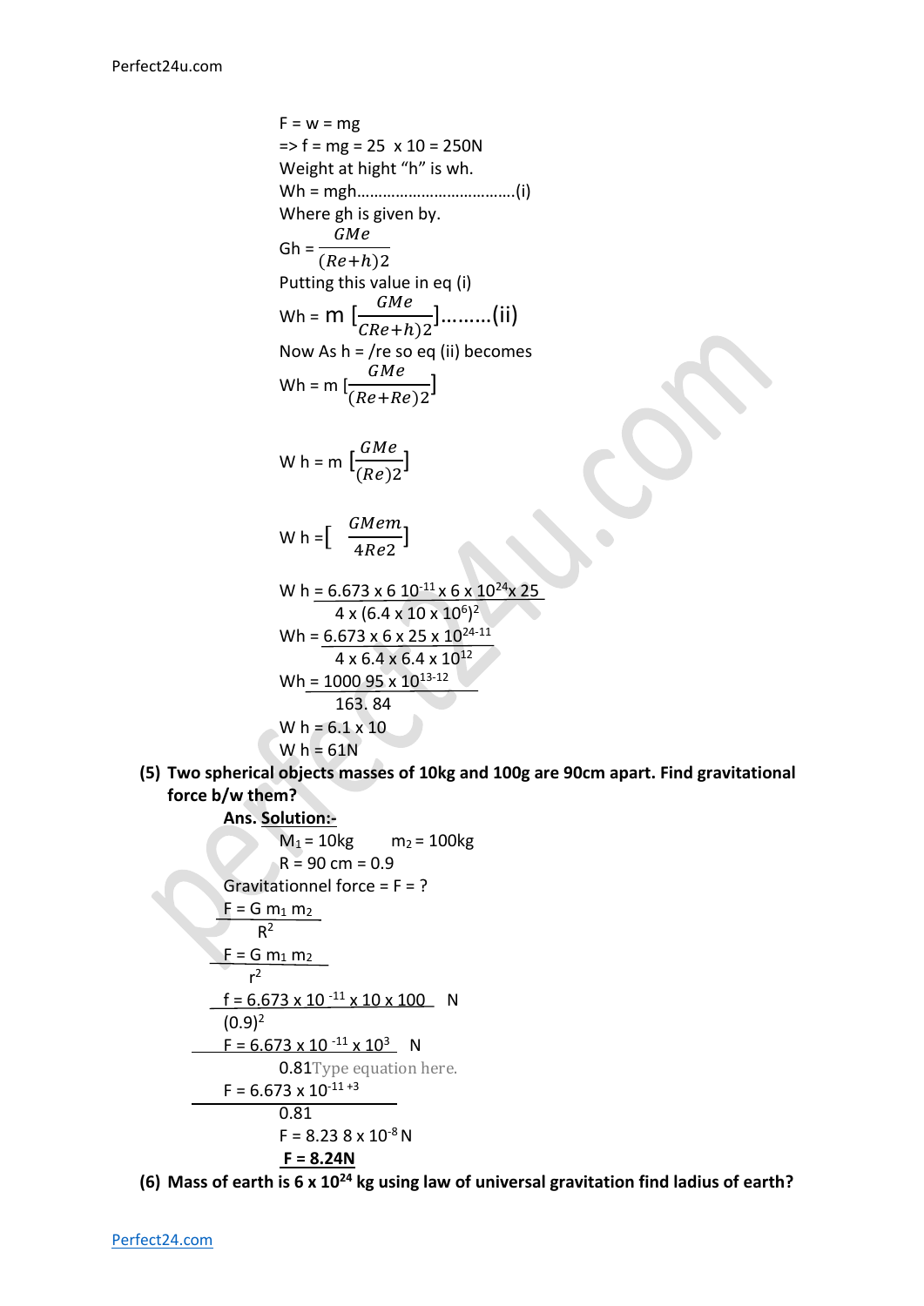F = w = mg

=> f = mg = 25  x 10 = 250N

Weight at hight "h" is wh.

Wh = mgh……………………………….(i)

Where gh is given by.

$$Gh = \frac{GMe}{(Re+h)2}$$

Putting this value in eq (i)

$$Wh = m\ [\frac{GMe}{CRe+h)2}]……...(ii)$$

Now As h = /re so eq (ii) becomes

$$Wh = m\ [\frac{GMe}{(Re+Re)2}]$$

$$W\ h = m\ [\frac{GMe}{(Re)2}]$$

$$W\ h = [\ \frac{GMem}{4Re2}]$$

$$W\ h = \frac{6.673 \times 6\ 10^{-11} \times 6 \times 10^{24} \times 25}{4 \times (6.4 \times 10 \times 10^{6})^{2}}$$

$$Wh = \frac{6.673 \times 6 \times 25 \times 10^{24-11}}{4 \times 6.4 \times 6.4 \times 10^{12}}$$

$$Wh = \frac{1000\ 95 \times 10^{13-12}}{163.\ 84}$$

W h = 6.1 x 10

W h = 61N

**(5) Two spherical objects masses of 10kg and 100g are 90cm apart. Find gravitational force b/w them?**

**Ans. <u>Solution:-</u>**

$M_1$ = 10kg    $m_2$ = 100kg

R = 90 cm = 0.9

Gravitationnel force = F = ?

$$F = \frac{G\ m_1\ m_2}{R^2}$$

$$F = \frac{G\ m_1\ m_2}{r^2}$$

$$f = \frac{6.673 \times 10^{-11} \times 10 \times 100}{(0.9)^2}\ N$$

$$F = \frac{6.673 \times 10^{-11} \times 10^3}{0.81}\ N$$

Type equation here.

$$F = \frac{6.673 \times 10^{-11+3}}{0.81}$$

F = 8.23 8 x $10^{-8}$ N

**F = 8.24N**

**(6) Mass of earth is 6 x $10^{24}$ kg using law of universal gravitation find ladius of earth?**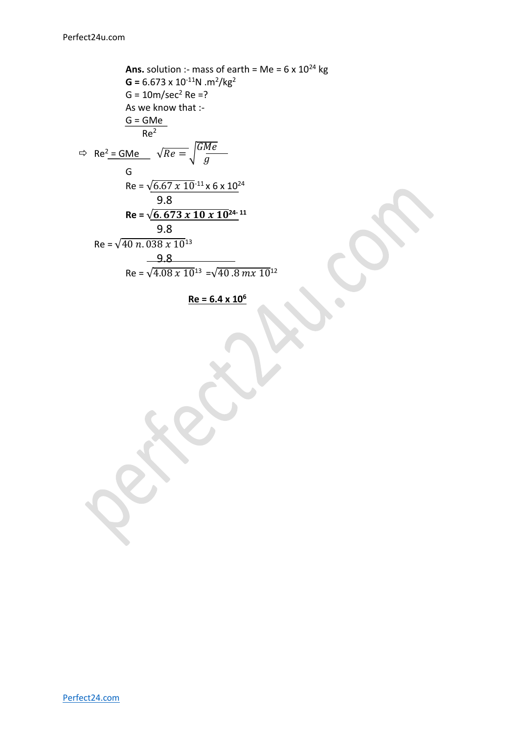**Ans.** solution :- mass of earth = Me = $6 \times 10^{24}$ kg

**G =** $6.673 \times 10^{-11}$ N $.m^2/kg^2$

G = $10 m/sec^2$ Re =?

As we know that :-

$$G = \frac{GMe}{Re^2}$$

$\Rightarrow$ $Re^2 = \frac{GMe}{G}$ $\sqrt{Re} = \sqrt{\frac{GMe}{g}}$

$$Re = \frac{\sqrt{6.67 \times 10^{-11} \times 6 \times 10^{24}}}{9.8}$$

$$\mathbf{Re} = \frac{\sqrt{\mathbf{6.673 \times 10 \times 10^{24-11}}}}{9.8}$$

$$Re = \frac{\sqrt{40\, n.038 \times 10^{13}}}{9.8}$$

$Re = \sqrt{4.08 \times 10^{13}} = \sqrt{40.8\, mx\, 10^{12}}$

**$Re = 6.4 \times 10^6$**